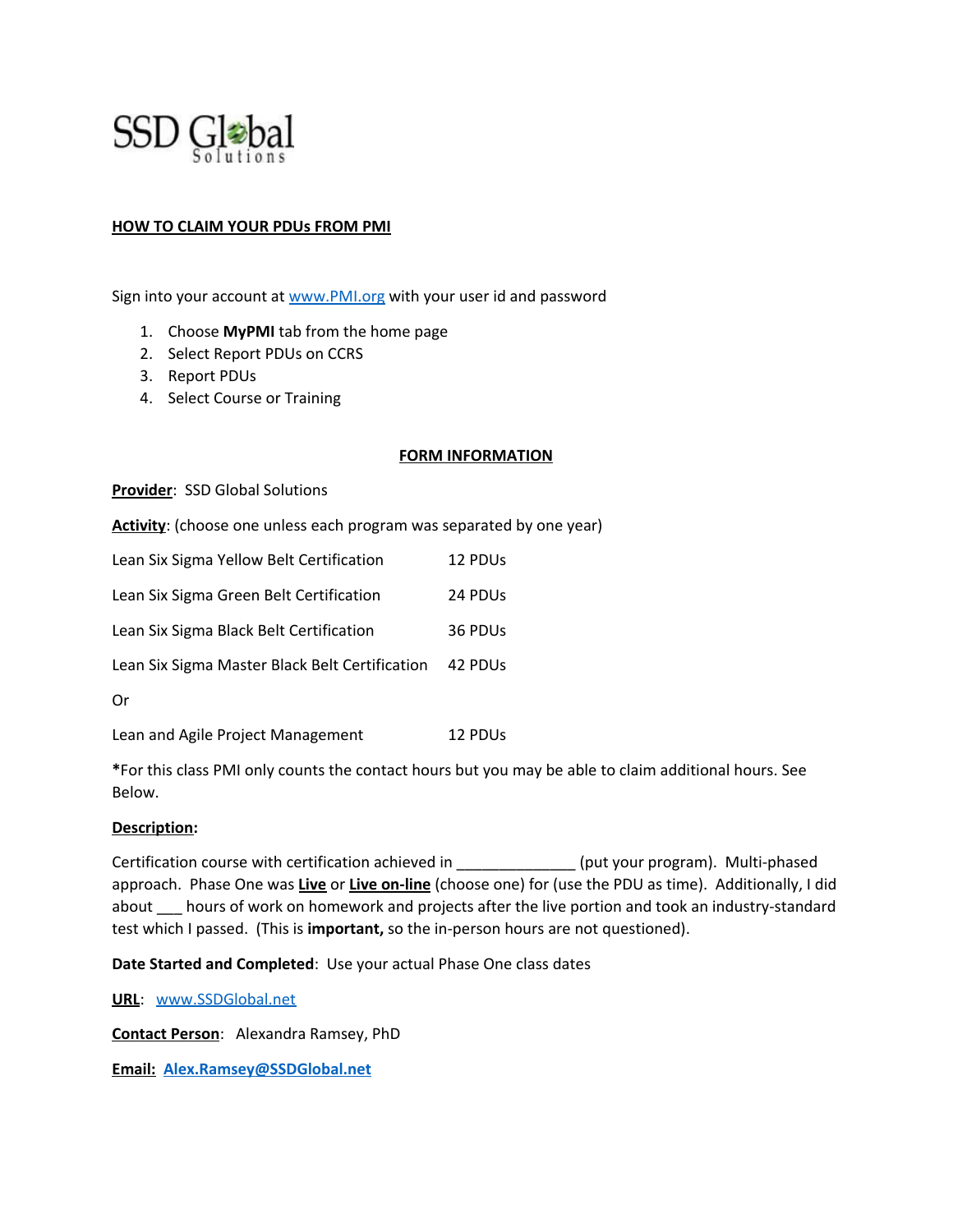SSD Global Solutions

**HOW TO CLAIM YOUR PDUs FROM PMI**

Sign into your account at www.PMI.org with your user id and password

1. Choose **MyPMI** tab from the home page
2. Select Report PDUs on CCRS
3. Report PDUs
4. Select Course or Training

**FORM INFORMATION**

**Provider**: SSD Global Solutions

**Activity**: (choose one unless each program was separated by one year)

| | |
|---|---|
| Lean Six Sigma Yellow Belt Certification | 12 PDUs |
| Lean Six Sigma Green Belt Certification | 24 PDUs |
| Lean Six Sigma Black Belt Certification | 36 PDUs |
| Lean Six Sigma Master Black Belt Certification | 42 PDUs |
| Or | |
| Lean and Agile Project Management | 12 PDUs |

*For this class PMI only counts the contact hours but you may be able to claim additional hours. See Below.

**Description:**

Certification course with certification achieved in ______________ (put your program). Multi-phased approach. Phase One was **Live** or **Live on-line** (choose one) for (use the PDU as time). Additionally, I did about ___ hours of work on homework and projects after the live portion and took an industry-standard test which I passed. (This is **important,** so the in-person hours are not questioned).

**Date Started and Completed**: Use your actual Phase One class dates

**URL**: www.SSDGlobal.net

**Contact Person**: Alexandra Ramsey, PhD

**Email: Alex.Ramsey@SSDGlobal.net**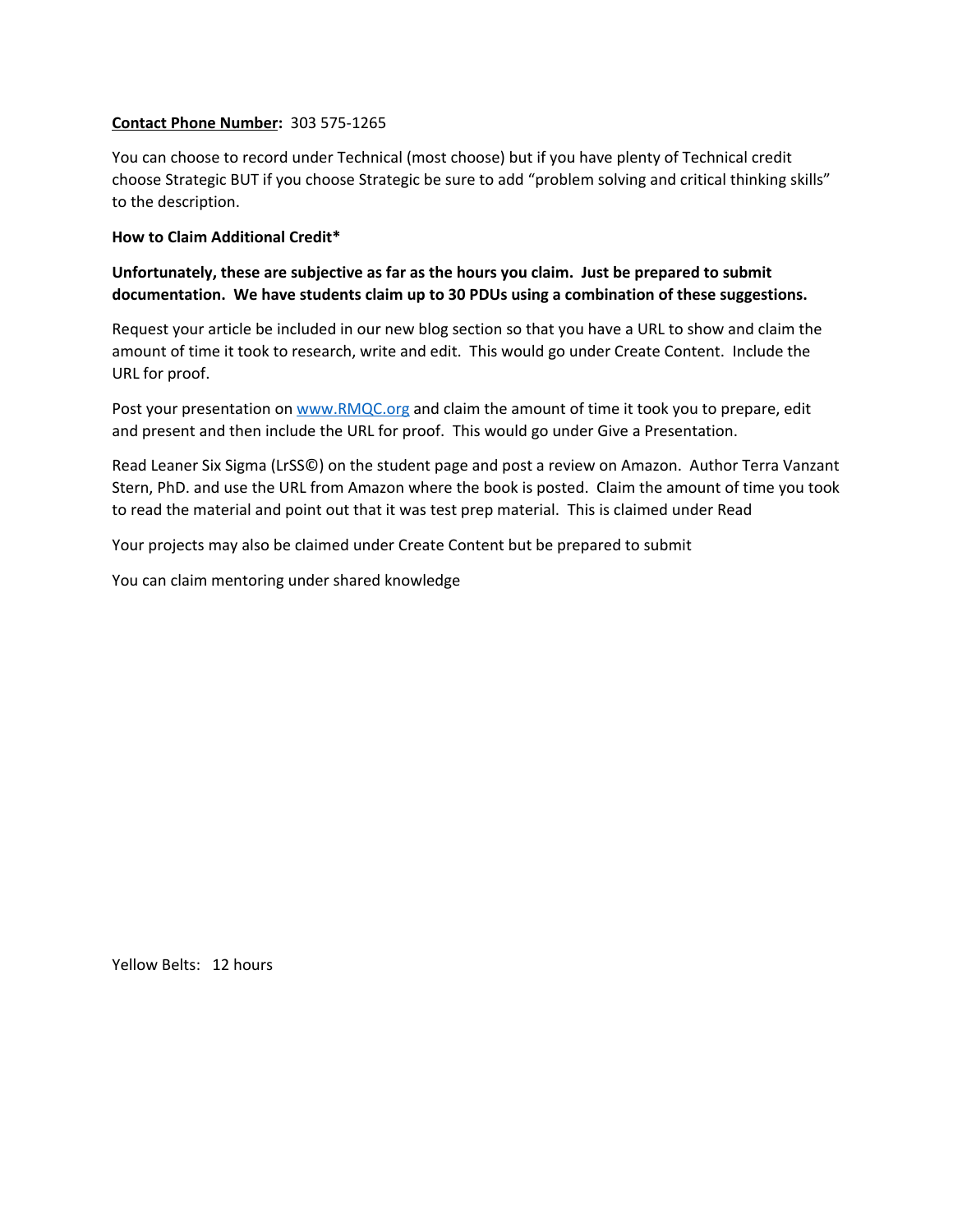**Contact Phone Number:** 303 575-1265

You can choose to record under Technical (most choose) but if you have plenty of Technical credit choose Strategic BUT if you choose Strategic be sure to add "problem solving and critical thinking skills" to the description.

**How to Claim Additional Credit***

**Unfortunately, these are subjective as far as the hours you claim. Just be prepared to submit documentation. We have students claim up to 30 PDUs using a combination of these suggestions.**

Request your article be included in our new blog section so that you have a URL to show and claim the amount of time it took to research, write and edit. This would go under Create Content. Include the URL for proof.

Post your presentation on [www.RMQC.org](http://www.RMQC.org) and claim the amount of time it took you to prepare, edit and present and then include the URL for proof. This would go under Give a Presentation.

Read Leaner Six Sigma (LrSS©) on the student page and post a review on Amazon. Author Terra Vanzant Stern, PhD. and use the URL from Amazon where the book is posted. Claim the amount of time you took to read the material and point out that it was test prep material. This is claimed under Read

Your projects may also be claimed under Create Content but be prepared to submit

You can claim mentoring under shared knowledge

Yellow Belts: 12 hours